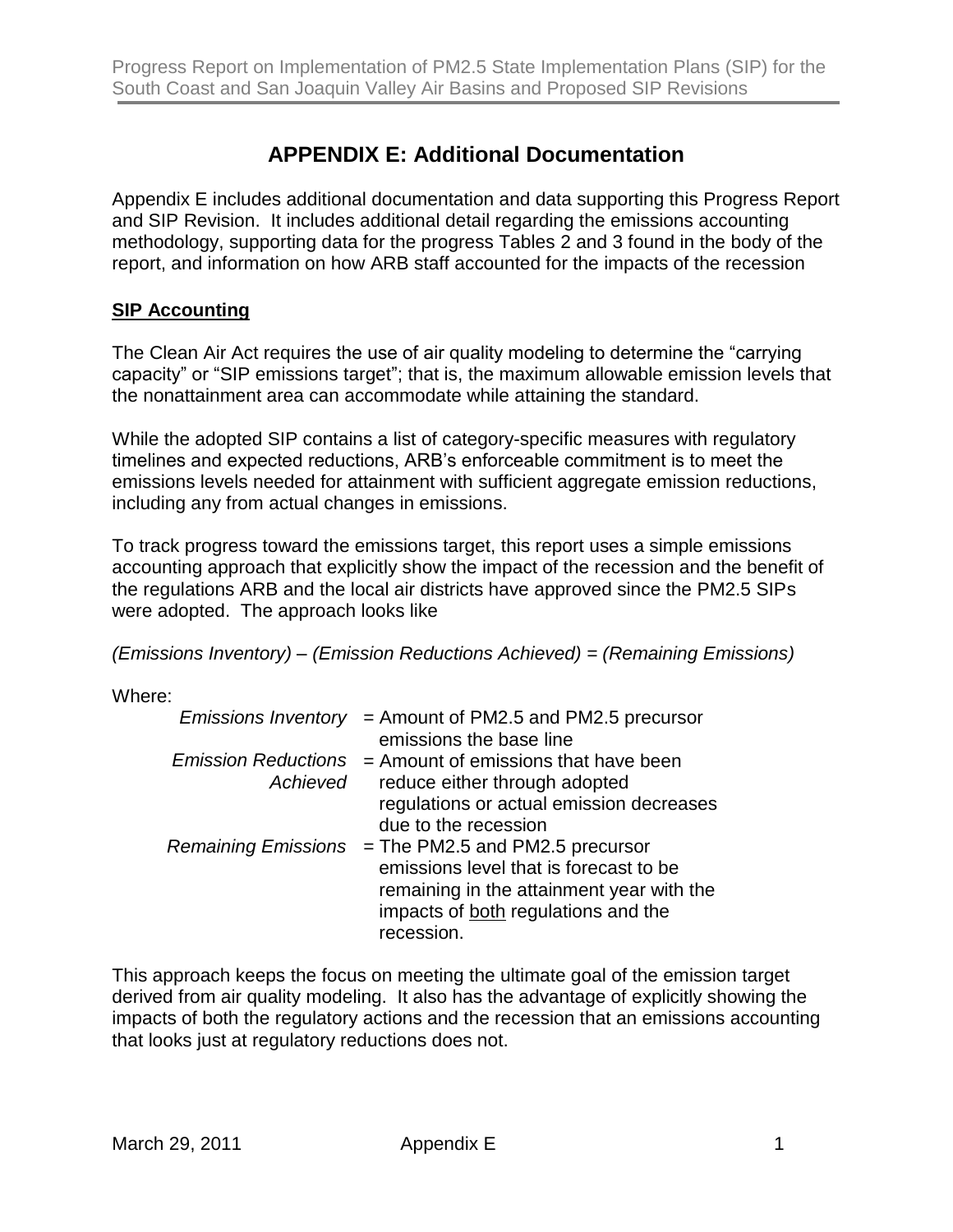# APPENDIX E: Additional Documentation

Appendix E includes additional documentation and data supporting this Progress Report and SIP Revision. It includes additional detail regarding the emissions accounting methodology, supporting data for the progress Tables 2 and 3 found in the body of the report, and information on how ARB staff accounted for the impacts of the recession

**SIP Accounting**

The Clean Air Act requires the use of air quality modeling to determine the "carrying capacity" or "SIP emissions target"; that is, the maximum allowable emission levels that the nonattainment area can accommodate while attaining the standard.

While the adopted SIP contains a list of category-specific measures with regulatory timelines and expected reductions, ARB's enforceable commitment is to meet the emissions levels needed for attainment with sufficient aggregate emission reductions, including any from actual changes in emissions.

To track progress toward the emissions target, this report uses a simple emissions accounting approach that explicitly show the impact of the recession and the benefit of the regulations ARB and the local air districts have approved since the PM2.5 SIPs were adopted. The approach looks like

*(Emissions Inventory) – (Emission Reductions Achieved) = (Remaining Emissions)*

Where:

| | |
|---|---|
| *Emissions Inventory* | = Amount of PM2.5 and PM2.5 precursor emissions the base line |
| *Emission Reductions Achieved* | = Amount of emissions that have been reduce either through adopted regulations or actual emission decreases due to the recession |
| *Remaining Emissions* | = The PM2.5 and PM2.5 precursor emissions level that is forecast to be remaining in the attainment year with the impacts of <u>both</u> regulations and the recession. |

This approach keeps the focus on meeting the ultimate goal of the emission target derived from air quality modeling. It also has the advantage of explicitly showing the impacts of both the regulatory actions and the recession that an emissions accounting that looks just at regulatory reductions does not.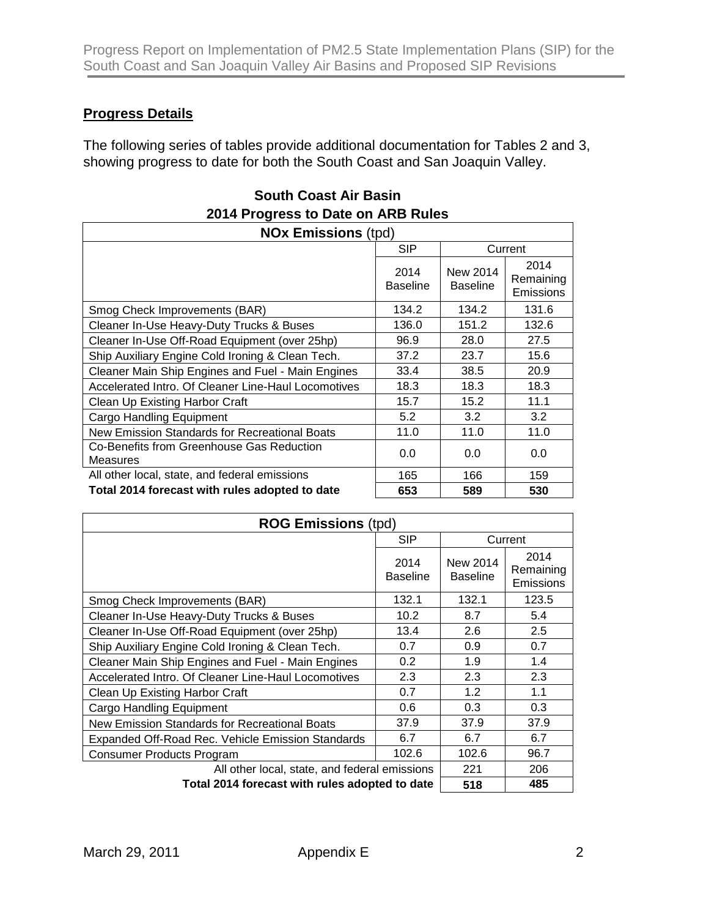## Progress Details

The following series of tables provide additional documentation for Tables 2 and 3, showing progress to date for both the South Coast and San Joaquin Valley.

### South Coast Air Basin
### 2014 Progress to Date on ARB Rules

| **NOx Emissions** (tpd) | | | |
|---|---|---|---|
| | SIP | Current | |
| | 2014 Baseline | New 2014 Baseline | 2014 Remaining Emissions |
| Smog Check Improvements (BAR) | 134.2 | 134.2 | 131.6 |
| Cleaner In-Use Heavy-Duty Trucks & Buses | 136.0 | 151.2 | 132.6 |
| Cleaner In-Use Off-Road Equipment (over 25hp) | 96.9 | 28.0 | 27.5 |
| Ship Auxiliary Engine Cold Ironing & Clean Tech. | 37.2 | 23.7 | 15.6 |
| Cleaner Main Ship Engines and Fuel - Main Engines | 33.4 | 38.5 | 20.9 |
| Accelerated Intro. Of Cleaner Line-Haul Locomotives | 18.3 | 18.3 | 18.3 |
| Clean Up Existing Harbor Craft | 15.7 | 15.2 | 11.1 |
| Cargo Handling Equipment | 5.2 | 3.2 | 3.2 |
| New Emission Standards for Recreational Boats | 11.0 | 11.0 | 11.0 |
| Co-Benefits from Greenhouse Gas Reduction Measures | 0.0 | 0.0 | 0.0 |
| All other local, state, and federal emissions | 165 | 166 | 159 |
| **Total 2014 forecast with rules adopted to date** | **653** | **589** | **530** |

| **ROG Emissions** (tpd) | | | |
|---|---|---|---|
| | SIP | Current | |
| | 2014 Baseline | New 2014 Baseline | 2014 Remaining Emissions |
| Smog Check Improvements (BAR) | 132.1 | 132.1 | 123.5 |
| Cleaner In-Use Heavy-Duty Trucks & Buses | 10.2 | 8.7 | 5.4 |
| Cleaner In-Use Off-Road Equipment (over 25hp) | 13.4 | 2.6 | 2.5 |
| Ship Auxiliary Engine Cold Ironing & Clean Tech. | 0.7 | 0.9 | 0.7 |
| Cleaner Main Ship Engines and Fuel - Main Engines | 0.2 | 1.9 | 1.4 |
| Accelerated Intro. Of Cleaner Line-Haul Locomotives | 2.3 | 2.3 | 2.3 |
| Clean Up Existing Harbor Craft | 0.7 | 1.2 | 1.1 |
| Cargo Handling Equipment | 0.6 | 0.3 | 0.3 |
| New Emission Standards for Recreational Boats | 37.9 | 37.9 | 37.9 |
| Expanded Off-Road Rec. Vehicle Emission Standards | 6.7 | 6.7 | 6.7 |
| Consumer Products Program | 102.6 | 102.6 | 96.7 |
| All other local, state, and federal emissions | | 221 | 206 |
| **Total 2014 forecast with rules adopted to date** | | **518** | **485** |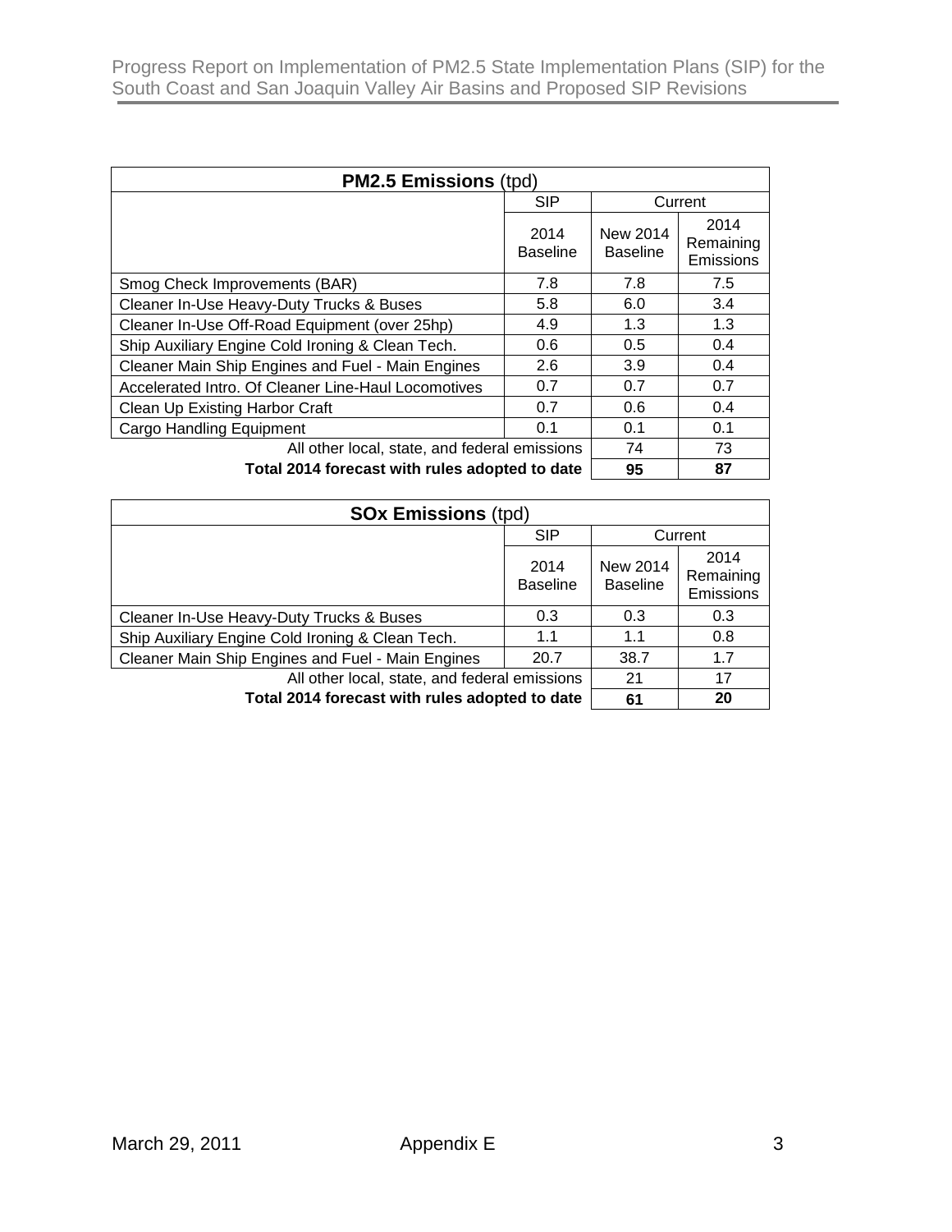| **PM2.5 Emissions** (tpd) | | | |
|---|---|---|---|
| | SIP | Current | |
| | 2014 Baseline | New 2014 Baseline | 2014 Remaining Emissions |
| Smog Check Improvements (BAR) | 7.8 | 7.8 | 7.5 |
| Cleaner In-Use Heavy-Duty Trucks & Buses | 5.8 | 6.0 | 3.4 |
| Cleaner In-Use Off-Road Equipment (over 25hp) | 4.9 | 1.3 | 1.3 |
| Ship Auxiliary Engine Cold Ironing & Clean Tech. | 0.6 | 0.5 | 0.4 |
| Cleaner Main Ship Engines and Fuel - Main Engines | 2.6 | 3.9 | 0.4 |
| Accelerated Intro. Of Cleaner Line-Haul Locomotives | 0.7 | 0.7 | 0.7 |
| Clean Up Existing Harbor Craft | 0.7 | 0.6 | 0.4 |
| Cargo Handling Equipment | 0.1 | 0.1 | 0.1 |
| All other local, state, and federal emissions | | 74 | 73 |
| **Total 2014 forecast with rules adopted to date** | | **95** | **87** |

| **SOx Emissions** (tpd) | | | |
|---|---|---|---|
| | SIP | Current | |
| | 2014 Baseline | New 2014 Baseline | 2014 Remaining Emissions |
| Cleaner In-Use Heavy-Duty Trucks & Buses | 0.3 | 0.3 | 0.3 |
| Ship Auxiliary Engine Cold Ironing & Clean Tech. | 1.1 | 1.1 | 0.8 |
| Cleaner Main Ship Engines and Fuel - Main Engines | 20.7 | 38.7 | 1.7 |
| All other local, state, and federal emissions | | 21 | 17 |
| **Total 2014 forecast with rules adopted to date** | | **61** | **20** |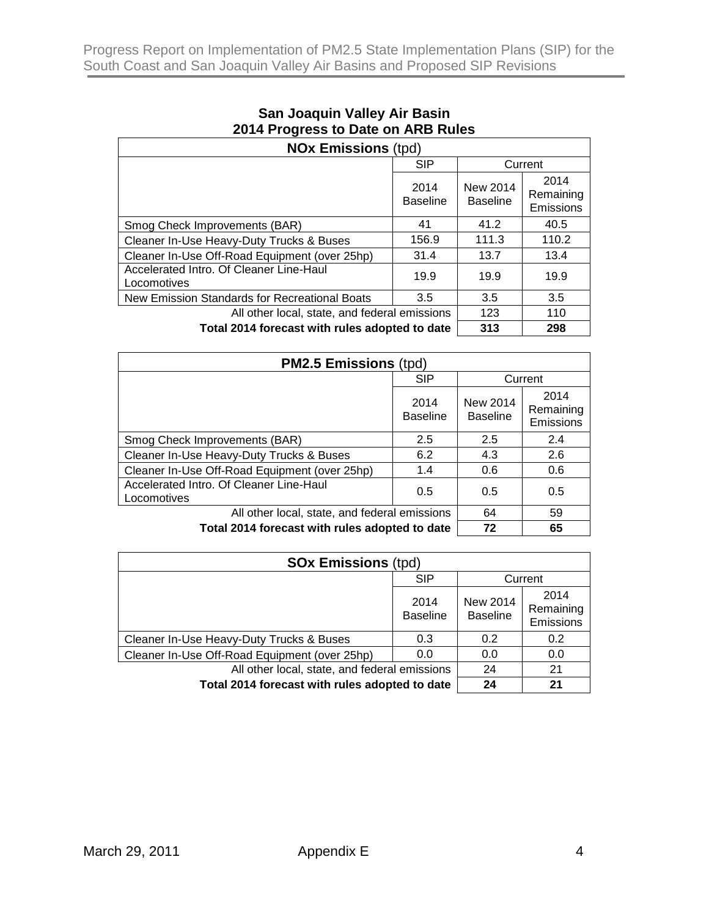## San Joaquin Valley Air Basin
## 2014 Progress to Date on ARB Rules

| **NOx Emissions** (tpd) | | | |
|---|---|---|---|
| | SIP | Current | |
| | 2014 Baseline | New 2014 Baseline | 2014 Remaining Emissions |
| Smog Check Improvements (BAR) | 41 | 41.2 | 40.5 |
| Cleaner In-Use Heavy-Duty Trucks & Buses | 156.9 | 111.3 | 110.2 |
| Cleaner In-Use Off-Road Equipment (over 25hp) | 31.4 | 13.7 | 13.4 |
| Accelerated Intro. Of Cleaner Line-Haul Locomotives | 19.9 | 19.9 | 19.9 |
| New Emission Standards for Recreational Boats | 3.5 | 3.5 | 3.5 |
| All other local, state, and federal emissions | | 123 | 110 |
| **Total 2014 forecast with rules adopted to date** | | **313** | **298** |

| **PM2.5 Emissions** (tpd) | | | |
|---|---|---|---|
| | SIP | Current | |
| | 2014 Baseline | New 2014 Baseline | 2014 Remaining Emissions |
| Smog Check Improvements (BAR) | 2.5 | 2.5 | 2.4 |
| Cleaner In-Use Heavy-Duty Trucks & Buses | 6.2 | 4.3 | 2.6 |
| Cleaner In-Use Off-Road Equipment (over 25hp) | 1.4 | 0.6 | 0.6 |
| Accelerated Intro. Of Cleaner Line-Haul Locomotives | 0.5 | 0.5 | 0.5 |
| All other local, state, and federal emissions | | 64 | 59 |
| **Total 2014 forecast with rules adopted to date** | | **72** | **65** |

| **SOx Emissions** (tpd) | | | |
|---|---|---|---|
| | SIP | Current | |
| | 2014 Baseline | New 2014 Baseline | 2014 Remaining Emissions |
| Cleaner In-Use Heavy-Duty Trucks & Buses | 0.3 | 0.2 | 0.2 |
| Cleaner In-Use Off-Road Equipment (over 25hp) | 0.0 | 0.0 | 0.0 |
| All other local, state, and federal emissions | | 24 | 21 |
| **Total 2014 forecast with rules adopted to date** | | **24** | **21** |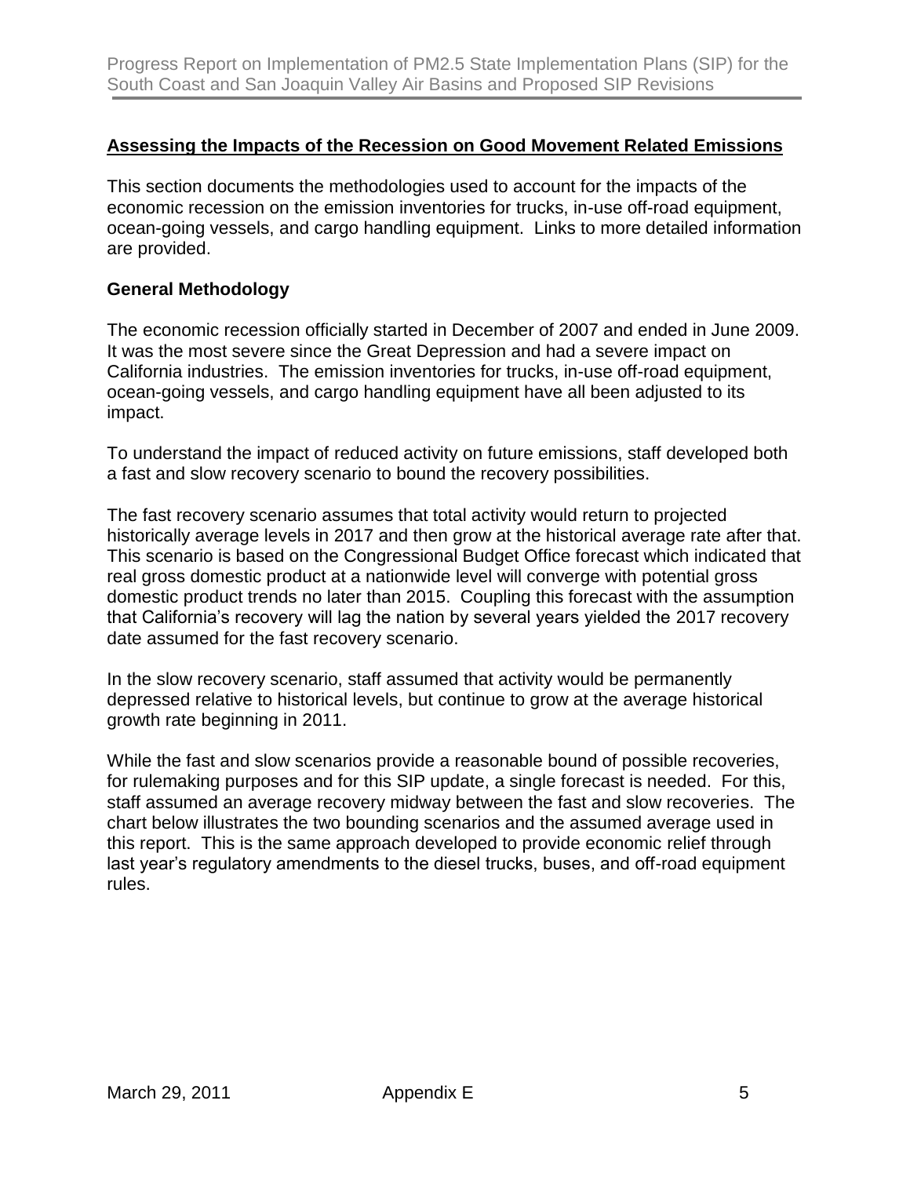## Assessing the Impacts of the Recession on Good Movement Related Emissions

This section documents the methodologies used to account for the impacts of the economic recession on the emission inventories for trucks, in-use off-road equipment, ocean-going vessels, and cargo handling equipment. Links to more detailed information are provided.

### General Methodology

The economic recession officially started in December of 2007 and ended in June 2009. It was the most severe since the Great Depression and had a severe impact on California industries. The emission inventories for trucks, in-use off-road equipment, ocean-going vessels, and cargo handling equipment have all been adjusted to its impact.

To understand the impact of reduced activity on future emissions, staff developed both a fast and slow recovery scenario to bound the recovery possibilities.

The fast recovery scenario assumes that total activity would return to projected historically average levels in 2017 and then grow at the historical average rate after that. This scenario is based on the Congressional Budget Office forecast which indicated that real gross domestic product at a nationwide level will converge with potential gross domestic product trends no later than 2015. Coupling this forecast with the assumption that California's recovery will lag the nation by several years yielded the 2017 recovery date assumed for the fast recovery scenario.

In the slow recovery scenario, staff assumed that activity would be permanently depressed relative to historical levels, but continue to grow at the average historical growth rate beginning in 2011.

While the fast and slow scenarios provide a reasonable bound of possible recoveries, for rulemaking purposes and for this SIP update, a single forecast is needed. For this, staff assumed an average recovery midway between the fast and slow recoveries. The chart below illustrates the two bounding scenarios and the assumed average used in this report. This is the same approach developed to provide economic relief through last year's regulatory amendments to the diesel trucks, buses, and off-road equipment rules.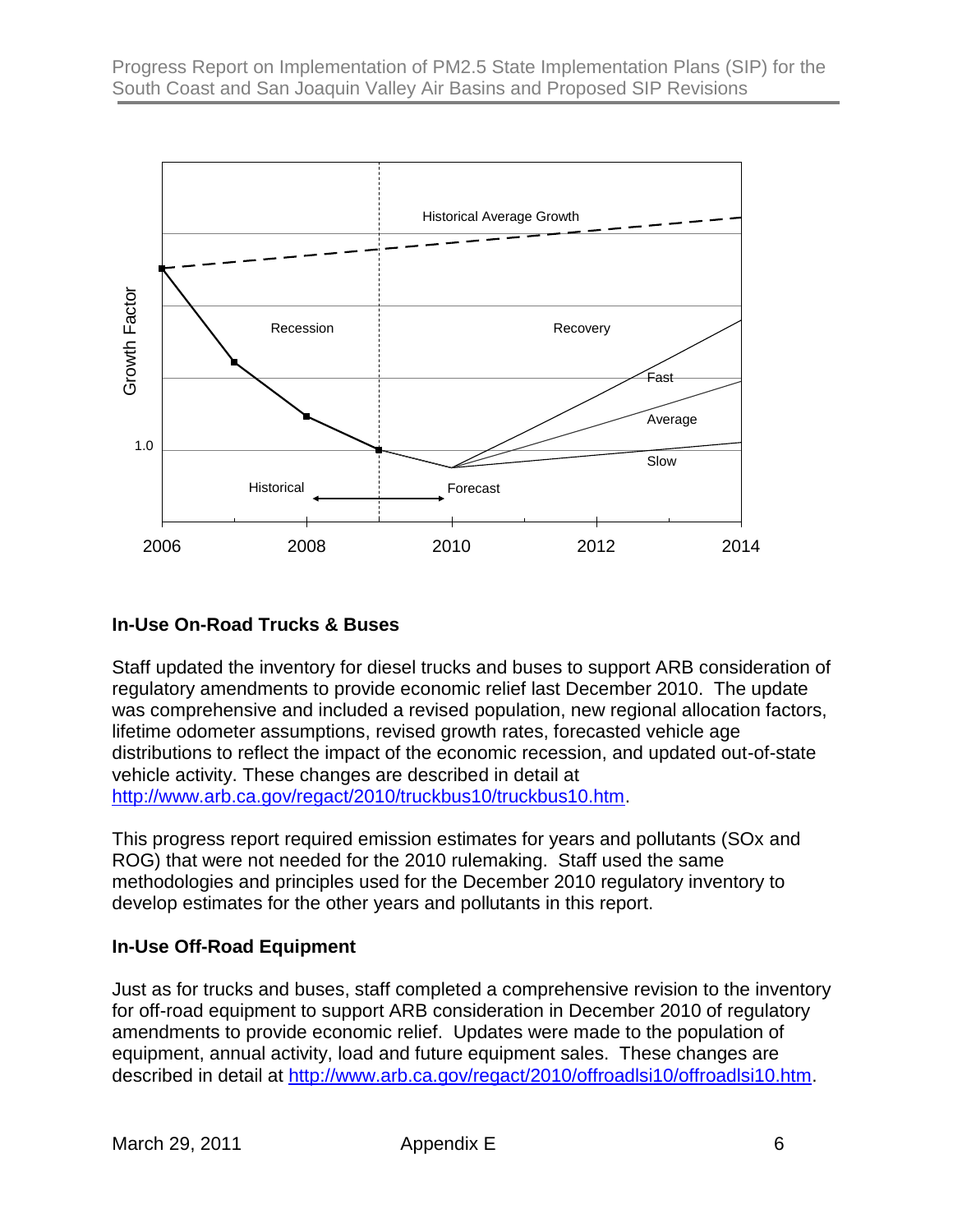## In-Use On-Road Trucks & Buses

Staff updated the inventory for diesel trucks and buses to support ARB consideration of regulatory amendments to provide economic relief last December 2010. The update was comprehensive and included a revised population, new regional allocation factors, lifetime odometer assumptions, revised growth rates, forecasted vehicle age distributions to reflect the impact of the economic recession, and updated out-of-state vehicle activity. These changes are described in detail at http://www.arb.ca.gov/regact/2010/truckbus10/truckbus10.htm.

This progress report required emission estimates for years and pollutants (SOx and ROG) that were not needed for the 2010 rulemaking. Staff used the same methodologies and principles used for the December 2010 regulatory inventory to develop estimates for the other years and pollutants in this report.

## In-Use Off-Road Equipment

Just as for trucks and buses, staff completed a comprehensive revision to the inventory for off-road equipment to support ARB consideration in December 2010 of regulatory amendments to provide economic relief. Updates were made to the population of equipment, annual activity, load and future equipment sales. These changes are described in detail at http://www.arb.ca.gov/regact/2010/offroadlsi10/offroadlsi10.htm.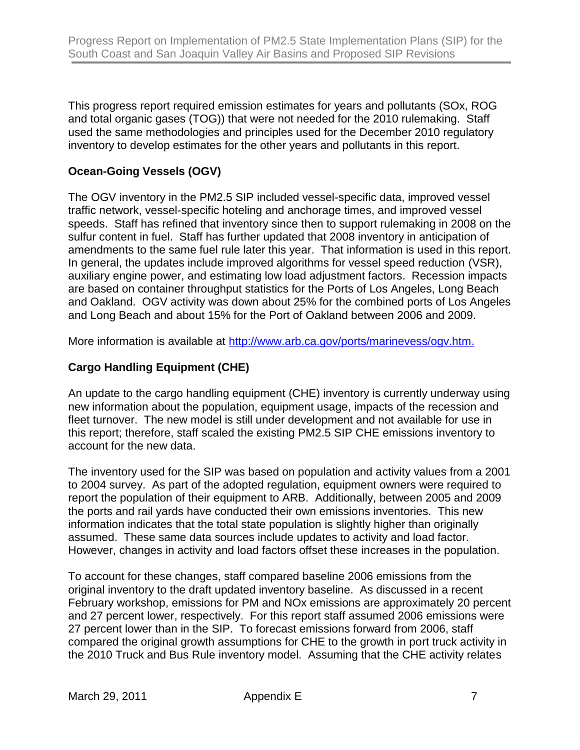This progress report required emission estimates for years and pollutants (SOx, ROG and total organic gases (TOG)) that were not needed for the 2010 rulemaking. Staff used the same methodologies and principles used for the December 2010 regulatory inventory to develop estimates for the other years and pollutants in this report.

**Ocean-Going Vessels (OGV)**

The OGV inventory in the PM2.5 SIP included vessel-specific data, improved vessel traffic network, vessel-specific hoteling and anchorage times, and improved vessel speeds. Staff has refined that inventory since then to support rulemaking in 2008 on the sulfur content in fuel. Staff has further updated that 2008 inventory in anticipation of amendments to the same fuel rule later this year. That information is used in this report. In general, the updates include improved algorithms for vessel speed reduction (VSR), auxiliary engine power, and estimating low load adjustment factors. Recession impacts are based on container throughput statistics for the Ports of Los Angeles, Long Beach and Oakland. OGV activity was down about 25% for the combined ports of Los Angeles and Long Beach and about 15% for the Port of Oakland between 2006 and 2009.

More information is available at http://www.arb.ca.gov/ports/marinevess/ogv.htm.

**Cargo Handling Equipment (CHE)**

An update to the cargo handling equipment (CHE) inventory is currently underway using new information about the population, equipment usage, impacts of the recession and fleet turnover. The new model is still under development and not available for use in this report; therefore, staff scaled the existing PM2.5 SIP CHE emissions inventory to account for the new data.

The inventory used for the SIP was based on population and activity values from a 2001 to 2004 survey. As part of the adopted regulation, equipment owners were required to report the population of their equipment to ARB. Additionally, between 2005 and 2009 the ports and rail yards have conducted their own emissions inventories. This new information indicates that the total state population is slightly higher than originally assumed. These same data sources include updates to activity and load factor. However, changes in activity and load factors offset these increases in the population.

To account for these changes, staff compared baseline 2006 emissions from the original inventory to the draft updated inventory baseline. As discussed in a recent February workshop, emissions for PM and NOx emissions are approximately 20 percent and 27 percent lower, respectively. For this report staff assumed 2006 emissions were 27 percent lower than in the SIP. To forecast emissions forward from 2006, staff compared the original growth assumptions for CHE to the growth in port truck activity in the 2010 Truck and Bus Rule inventory model. Assuming that the CHE activity relates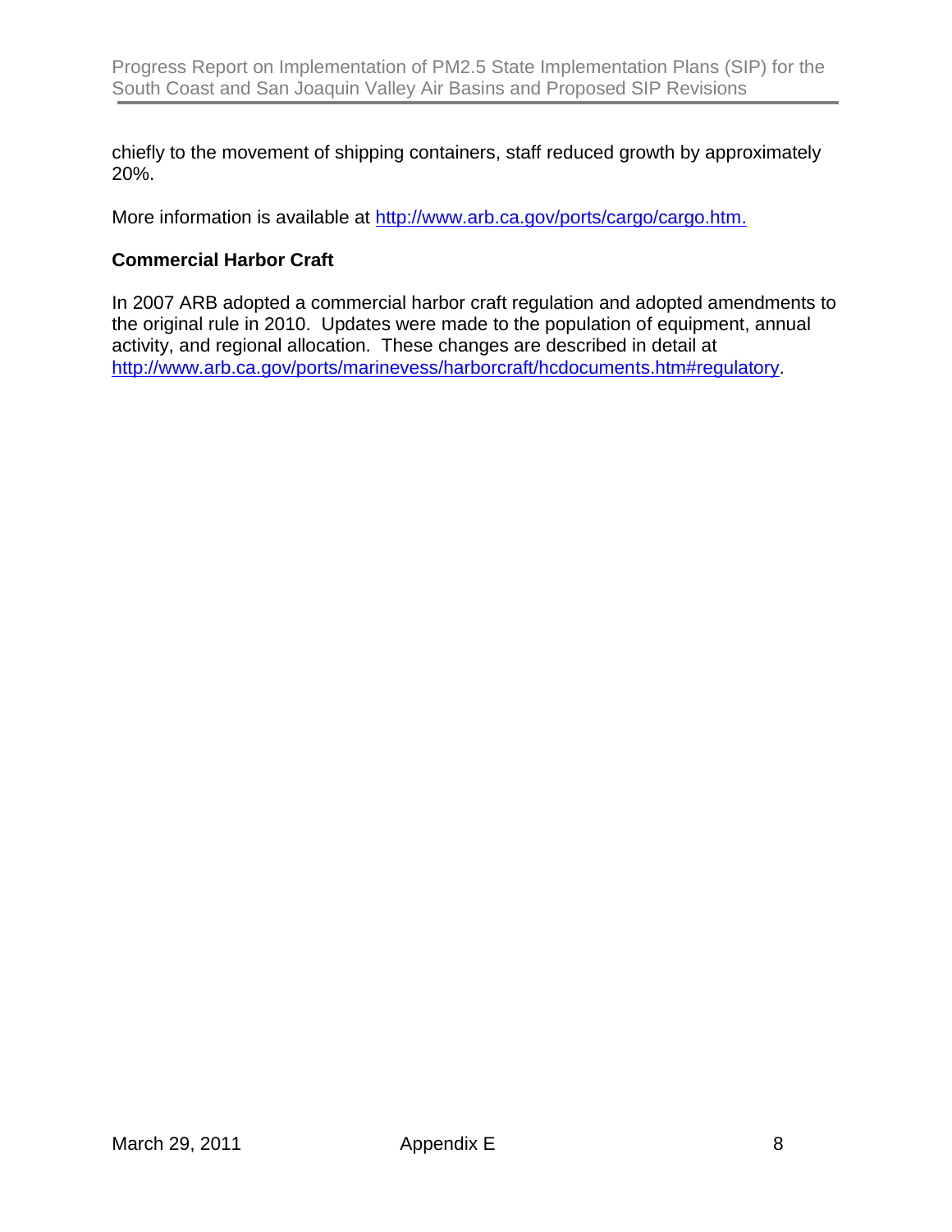chiefly to the movement of shipping containers, staff reduced growth by approximately 20%.

More information is available at http://www.arb.ca.gov/ports/cargo/cargo.htm.

**Commercial Harbor Craft**

In 2007 ARB adopted a commercial harbor craft regulation and adopted amendments to the original rule in 2010. Updates were made to the population of equipment, annual activity, and regional allocation. These changes are described in detail at http://www.arb.ca.gov/ports/marinevess/harborcraft/hcdocuments.htm#regulatory.